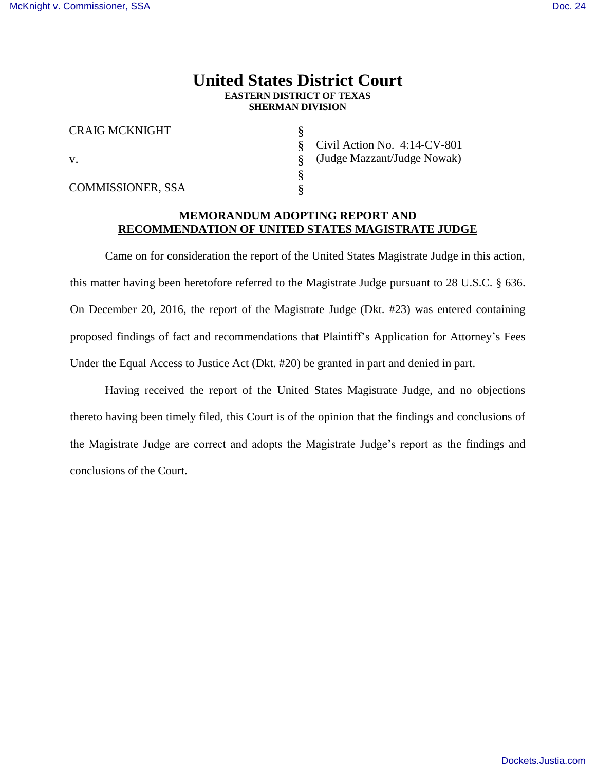# United States District Court

**EASTERN DISTRICT OF TEXAS**
**SHERMAN DIVISION**

| | | |
|---|---|---|
| CRAIG MCKNIGHT | § | |
| | § | Civil Action No. 4:14-CV-801 |
| v. | § | (Judge Mazzant/Judge Nowak) |
| | § | |
| COMMISSIONER, SSA | § | |

**MEMORANDUM ADOPTING REPORT AND**
**RECOMMENDATION OF UNITED STATES MAGISTRATE JUDGE**

Came on for consideration the report of the United States Magistrate Judge in this action, this matter having been heretofore referred to the Magistrate Judge pursuant to 28 U.S.C. § 636. On December 20, 2016, the report of the Magistrate Judge (Dkt. #23) was entered containing proposed findings of fact and recommendations that Plaintiff's Application for Attorney's Fees Under the Equal Access to Justice Act (Dkt. #20) be granted in part and denied in part.

Having received the report of the United States Magistrate Judge, and no objections thereto having been timely filed, this Court is of the opinion that the findings and conclusions of the Magistrate Judge are correct and adopts the Magistrate Judge's report as the findings and conclusions of the Court.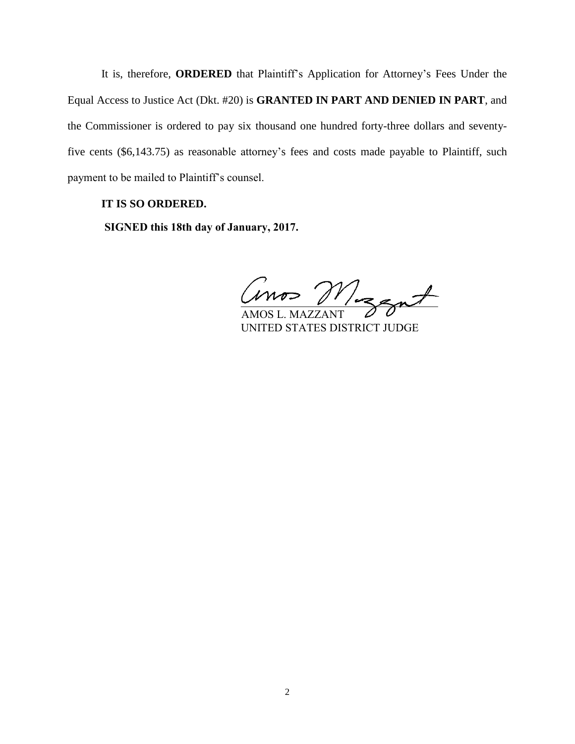It is, therefore, **ORDERED** that Plaintiff's Application for Attorney's Fees Under the Equal Access to Justice Act (Dkt. #20) is **GRANTED IN PART AND DENIED IN PART**, and the Commissioner is ordered to pay six thousand one hundred forty-three dollars and seventy-five cents ($6,143.75) as reasonable attorney's fees and costs made payable to Plaintiff, such payment to be mailed to Plaintiff's counsel.

**IT IS SO ORDERED.**

**SIGNED this 18th day of January, 2017.**

AMOS L. MAZZANT
UNITED STATES DISTRICT JUDGE